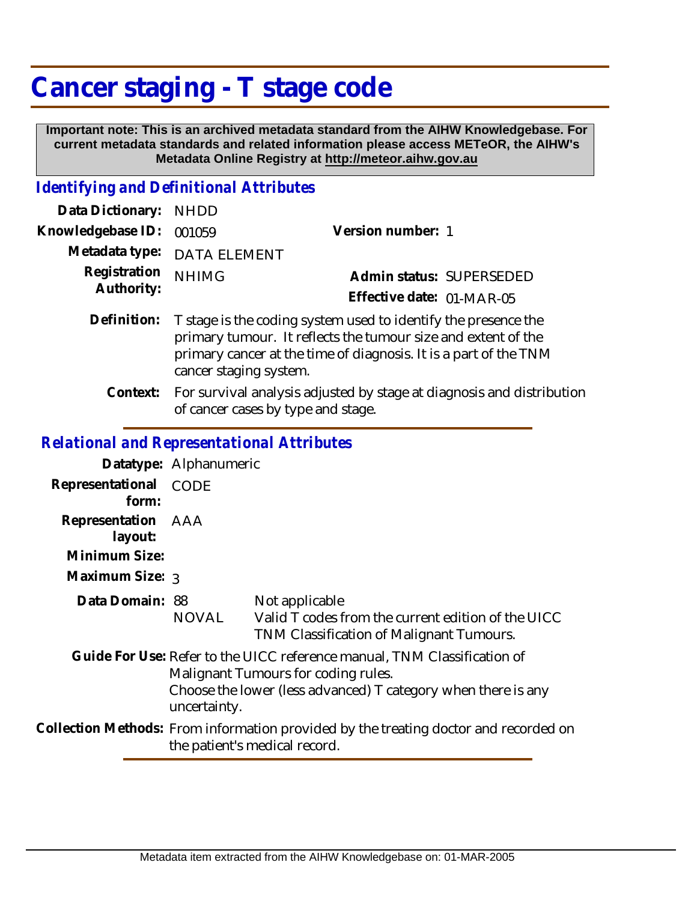# Cancer staging - T stage code

**Important note: This is an archived metadata standard from the AIHW Knowledgebase. For current metadata standards and related information please access METeOR, the AIHW's Metadata Online Registry at http://meteor.aihw.gov.au**

## *Identifying and Definitional Attributes*

| | | | |
|---|---|---|---|
| **Data Dictionary:** | NHDD | | |
| **Knowledgebase ID:** | 001059 | **Version number:** | 1 |
| **Metadata type:** | DATA ELEMENT | | |
| **Registration Authority:** | NHIMG | **Admin status:** | SUPERSEDED |
| | | **Effective date:** | 01-MAR-05 |

**Definition:** T stage is the coding system used to identify the presence the primary tumour. It reflects the tumour size and extent of the primary cancer at the time of diagnosis. It is a part of the TNM cancer staging system.

**Context:** For survival analysis adjusted by stage at diagnosis and distribution of cancer cases by type and stage.

## *Relational and Representational Attributes*

**Datatype:** Alphanumeric

**Representational form:** CODE

**Representation layout:** AAA

**Minimum Size:**

**Maximum Size:** 3

**Data Domain:**

| | |
|---|---|
| 88 | Not applicable |
| NOVAL | Valid T codes from the current edition of the UICC TNM Classification of Malignant Tumours. |

**Guide For Use:** Refer to the UICC reference manual, TNM Classification of Malignant Tumours for coding rules.
Choose the lower (less advanced) T category when there is any uncertainty.

**Collection Methods:** From information provided by the treating doctor and recorded on the patient's medical record.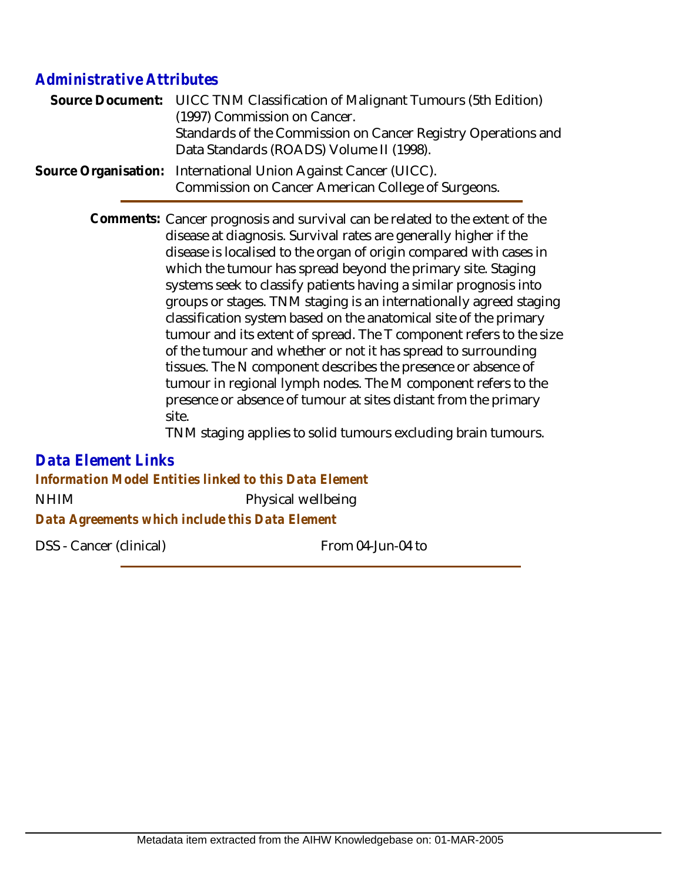## Administrative Attributes

**Source Document:** UICC TNM Classification of Malignant Tumours (5th Edition) (1997) Commission on Cancer.
Standards of the Commission on Cancer Registry Operations and Data Standards (ROADS) Volume II (1998).

**Source Organisation:** International Union Against Cancer (UICC).
Commission on Cancer American College of Surgeons.

**Comments:** Cancer prognosis and survival can be related to the extent of the disease at diagnosis. Survival rates are generally higher if the disease is localised to the organ of origin compared with cases in which the tumour has spread beyond the primary site. Staging systems seek to classify patients having a similar prognosis into groups or stages. TNM staging is an internationally agreed staging classification system based on the anatomical site of the primary tumour and its extent of spread. The T component refers to the size of the tumour and whether or not it has spread to surrounding tissues. The N component describes the presence or absence of tumour in regional lymph nodes. The M component refers to the presence or absence of tumour at sites distant from the primary site.
TNM staging applies to solid tumours excluding brain tumours.

## Data Element Links

### Information Model Entities linked to this Data Element

| | |
|---|---|
| NHIM | Physical wellbeing |

### Data Agreements which include this Data Element

| | |
|---|---|
| DSS - Cancer (clinical) | From 04-Jun-04 to |